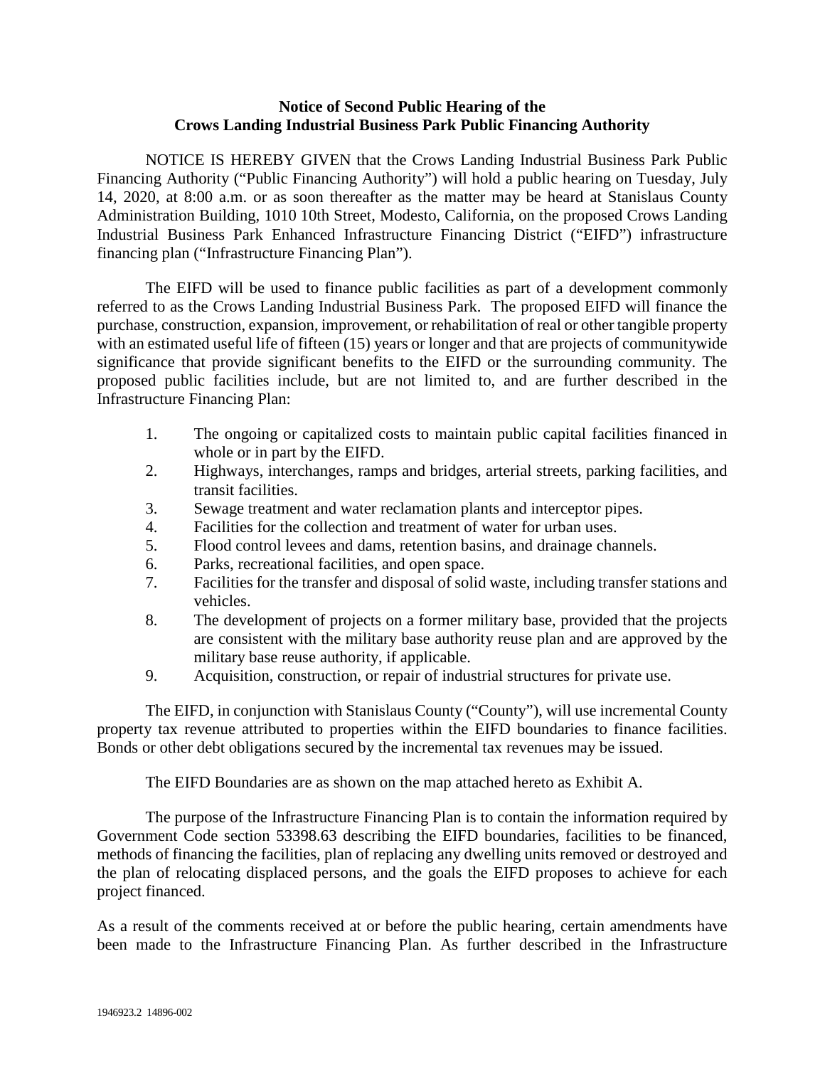**Notice of Second Public Hearing of the**
**Crows Landing Industrial Business Park Public Financing Authority**

NOTICE IS HEREBY GIVEN that the Crows Landing Industrial Business Park Public Financing Authority ("Public Financing Authority") will hold a public hearing on Tuesday, July 14, 2020, at 8:00 a.m. or as soon thereafter as the matter may be heard at Stanislaus County Administration Building, 1010 10th Street, Modesto, California, on the proposed Crows Landing Industrial Business Park Enhanced Infrastructure Financing District ("EIFD") infrastructure financing plan ("Infrastructure Financing Plan").

The EIFD will be used to finance public facilities as part of a development commonly referred to as the Crows Landing Industrial Business Park. The proposed EIFD will finance the purchase, construction, expansion, improvement, or rehabilitation of real or other tangible property with an estimated useful life of fifteen (15) years or longer and that are projects of communitywide significance that provide significant benefits to the EIFD or the surrounding community. The proposed public facilities include, but are not limited to, and are further described in the Infrastructure Financing Plan:

1. The ongoing or capitalized costs to maintain public capital facilities financed in whole or in part by the EIFD.
2. Highways, interchanges, ramps and bridges, arterial streets, parking facilities, and transit facilities.
3. Sewage treatment and water reclamation plants and interceptor pipes.
4. Facilities for the collection and treatment of water for urban uses.
5. Flood control levees and dams, retention basins, and drainage channels.
6. Parks, recreational facilities, and open space.
7. Facilities for the transfer and disposal of solid waste, including transfer stations and vehicles.
8. The development of projects on a former military base, provided that the projects are consistent with the military base authority reuse plan and are approved by the military base reuse authority, if applicable.
9. Acquisition, construction, or repair of industrial structures for private use.

The EIFD, in conjunction with Stanislaus County ("County"), will use incremental County property tax revenue attributed to properties within the EIFD boundaries to finance facilities. Bonds or other debt obligations secured by the incremental tax revenues may be issued.

The EIFD Boundaries are as shown on the map attached hereto as Exhibit A.

The purpose of the Infrastructure Financing Plan is to contain the information required by Government Code section 53398.63 describing the EIFD boundaries, facilities to be financed, methods of financing the facilities, plan of replacing any dwelling units removed or destroyed and the plan of relocating displaced persons, and the goals the EIFD proposes to achieve for each project financed.

As a result of the comments received at or before the public hearing, certain amendments have been made to the Infrastructure Financing Plan. As further described in the Infrastructure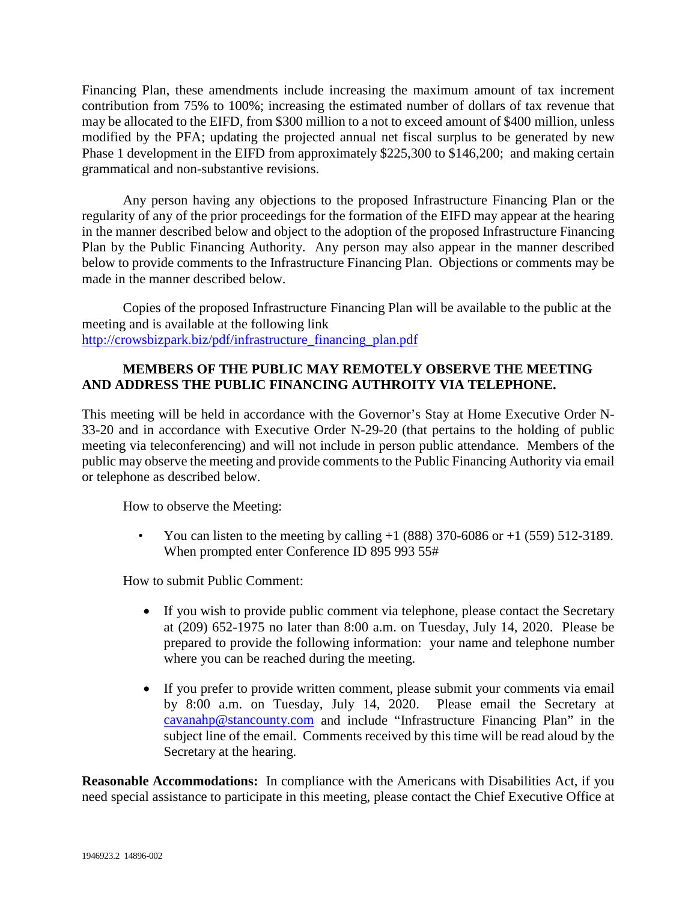Financing Plan, these amendments include increasing the maximum amount of tax increment contribution from 75% to 100%; increasing the estimated number of dollars of tax revenue that may be allocated to the EIFD, from $300 million to a not to exceed amount of $400 million, unless modified by the PFA; updating the projected annual net fiscal surplus to be generated by new Phase 1 development in the EIFD from approximately $225,300 to $146,200; and making certain grammatical and non-substantive revisions.

Any person having any objections to the proposed Infrastructure Financing Plan or the regularity of any of the prior proceedings for the formation of the EIFD may appear at the hearing in the manner described below and object to the adoption of the proposed Infrastructure Financing Plan by the Public Financing Authority. Any person may also appear in the manner described below to provide comments to the Infrastructure Financing Plan. Objections or comments may be made in the manner described below.

Copies of the proposed Infrastructure Financing Plan will be available to the public at the meeting and is available at the following link http://crowsbizpark.biz/pdf/infrastructure_financing_plan.pdf

**MEMBERS OF THE PUBLIC MAY REMOTELY OBSERVE THE MEETING AND ADDRESS THE PUBLIC FINANCING AUTHROITY VIA TELEPHONE.**

This meeting will be held in accordance with the Governor's Stay at Home Executive Order N-33-20 and in accordance with Executive Order N-29-20 (that pertains to the holding of public meeting via teleconferencing) and will not include in person public attendance. Members of the public may observe the meeting and provide comments to the Public Financing Authority via email or telephone as described below.

How to observe the Meeting:

- You can listen to the meeting by calling +1 (888) 370-6086 or +1 (559) 512-3189. When prompted enter Conference ID 895 993 55#

How to submit Public Comment:

- If you wish to provide public comment via telephone, please contact the Secretary at (209) 652-1975 no later than 8:00 a.m. on Tuesday, July 14, 2020. Please be prepared to provide the following information: your name and telephone number where you can be reached during the meeting.

- If you prefer to provide written comment, please submit your comments via email by 8:00 a.m. on Tuesday, July 14, 2020. Please email the Secretary at cavanahp@stancounty.com and include "Infrastructure Financing Plan" in the subject line of the email. Comments received by this time will be read aloud by the Secretary at the hearing.

**Reasonable Accommodations:** In compliance with the Americans with Disabilities Act, if you need special assistance to participate in this meeting, please contact the Chief Executive Office at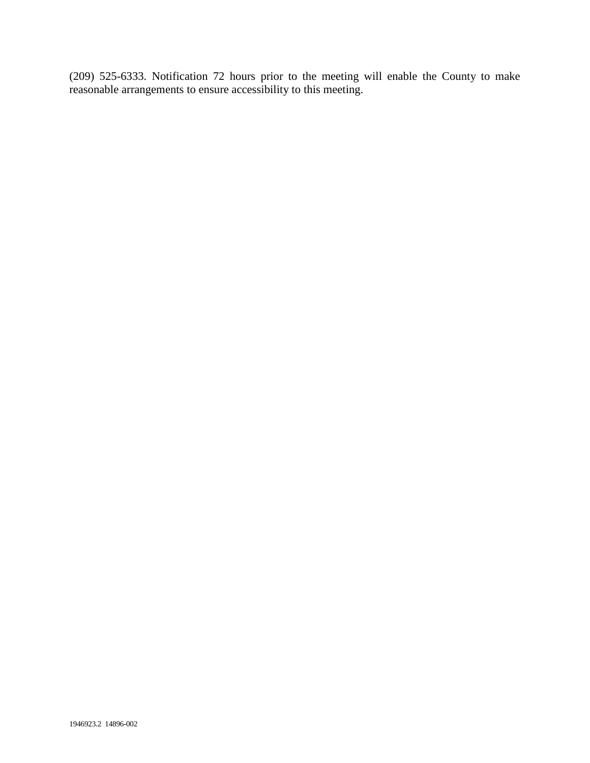(209) 525-6333. Notification 72 hours prior to the meeting will enable the County to make reasonable arrangements to ensure accessibility to this meeting.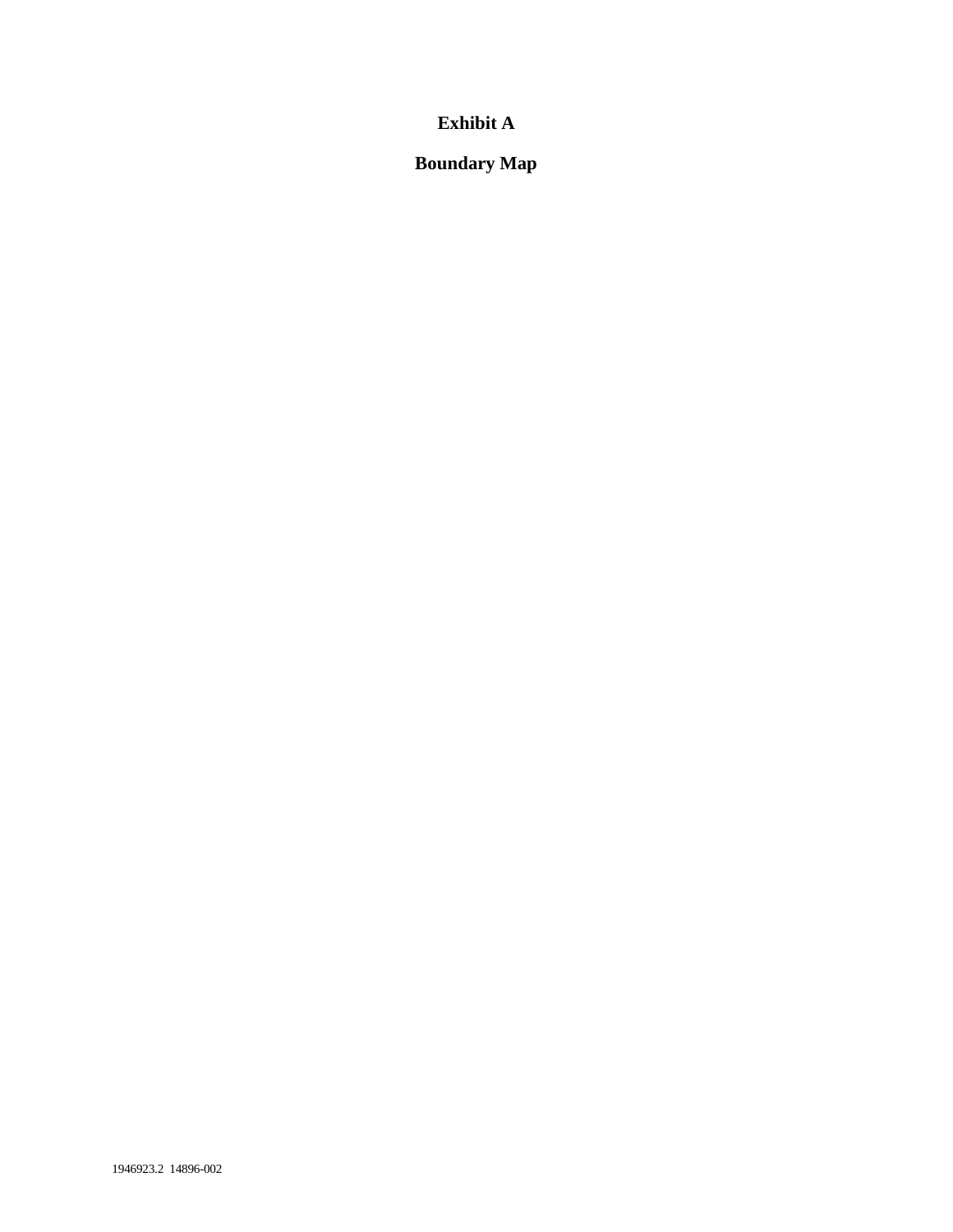# Exhibit A

## Boundary Map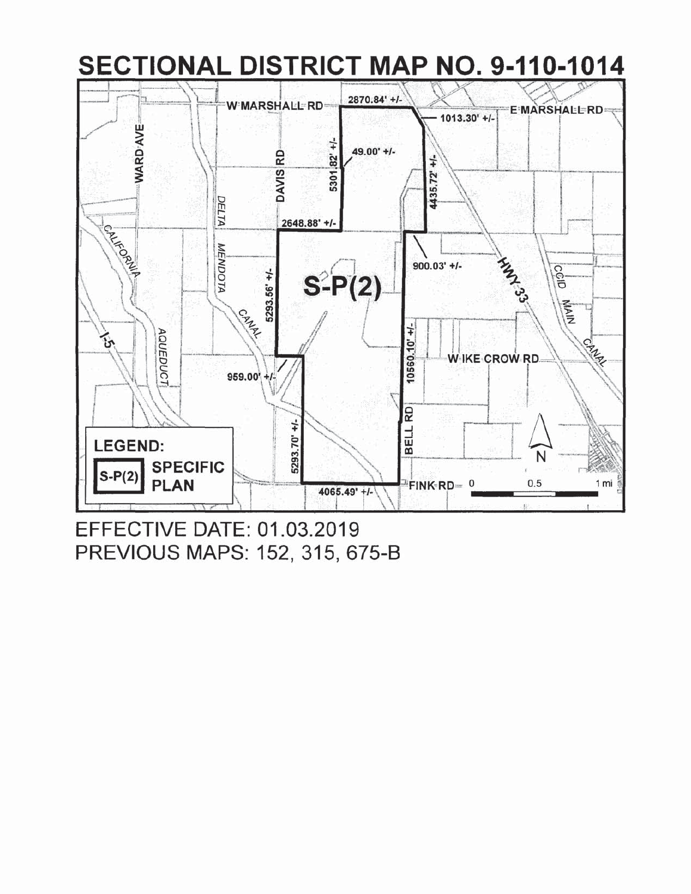# SECTIONAL DISTRICT MAP NO. 9-110-1014

W MARSHALL RD
2870.84' +/-
E MARSHALL RD
1013.30' +/-
WARD AVE
DAVIS RD
5301.82' +/-
49.00' +/-
4435.72' +/-
DELTA
MENDOTA
CANAL
2648.88' +/-
CALIFORNIA
900.03' +/-
HWY 33
CCID
MAIN
CANAL
5293.56' +/-
S-P(2)
I-5
AQUEDUCT
10560.10' +/-
W IKE CROW RD
959.00' +/-
BELL RD
5293.70' +/-
LEGEND:
S-P(2) SPECIFIC PLAN
N
FINK RD
4065.49' +/-
0
0.5
1 mi

EFFECTIVE DATE: 01.03.2019
PREVIOUS MAPS: 152, 315, 675-B